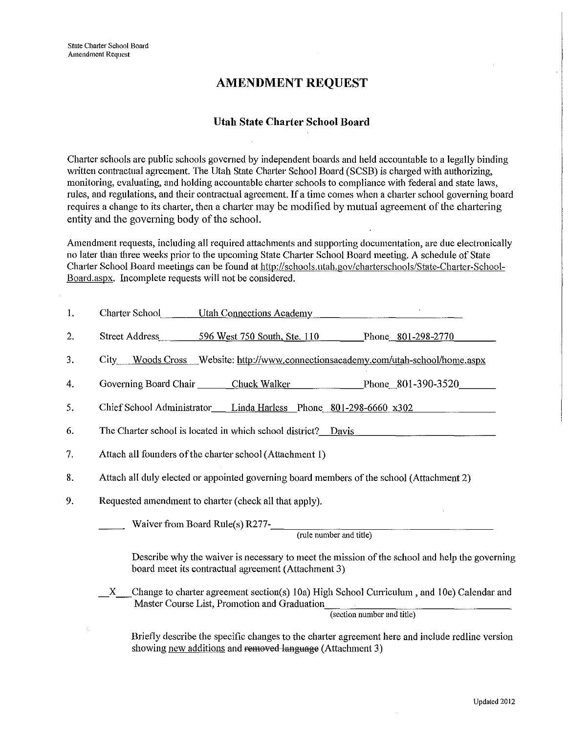# AMENDMENT REQUEST

## Utah State Charter School Board

Charter schools are public schools governed by independent boards and held accountable to a legally binding written contractual agreement. The Utah State Charter School Board (SCSB) is charged with authorizing, monitoring, evaluating, and holding accountable charter schools to compliance with federal and state laws, rules, and regulations, and their contractual agreement. If a time comes when a charter school governing board requires a change to its charter, then a charter may be modified by mutual agreement of the chartering entity and the governing body of the school.

Amendment requests, including all required attachments and supporting documentation, are due electronically no later than three weeks prior to the upcoming State Charter School Board meeting. A schedule of State Charter School Board meetings can be found at http://schools.utah.gov/charterschools/State-Charter-School-Board.aspx. Incomplete requests will not be considered.

1. Charter School: Utah Connections Academy
2. Street Address: 596 West 750 South, Ste. 110 Phone: 801-298-2770
3. City: Woods Cross Website: http://www.connectionsacademy.com/utah-school/home.aspx
4. Governing Board Chair: Chuck Walker Phone: 801-390-3520
5. Chief School Administrator: Linda Harless Phone: 801-298-6660 x302
6. The Charter school is located in which school district? Davis
7. Attach all founders of the charter school (Attachment 1)
8. Attach all duly elected or appointed governing board members of the school (Attachment 2)
9. Requested amendment to charter (check all that apply).

   \_\_\_\_ Waiver from Board Rule(s) R277-\_\_\_\_\_\_\_\_\_\_\_\_\_\_\_\_\_\_\_\_ (rule number and title)

   Describe why the waiver is necessary to meet the mission of the school and help the governing board meet its contractual agreement (Attachment 3)

   \_\_X\_\_ Change to charter agreement section(s) 10a) High School Curriculum, and 10e) Calendar and Master Course List, Promotion and Graduation (section number and title)

   Briefly describe the specific changes to the charter agreement here and include redline version showing <u>new additions</u> and ~~removed language~~ (Attachment 3)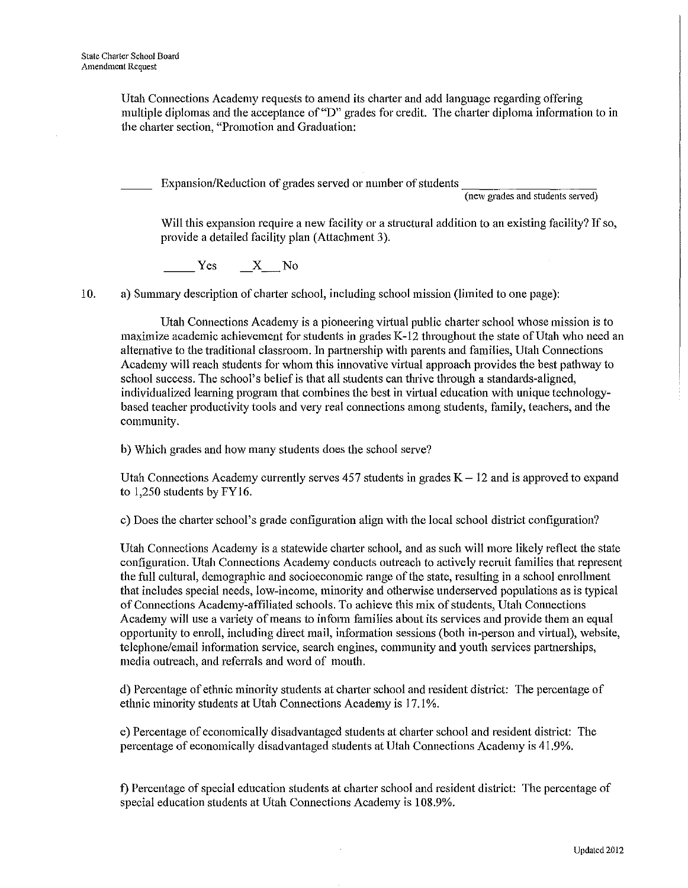Utah Connections Academy requests to amend its charter and add language regarding offering multiple diplomas and the acceptance of "D" grades for credit. The charter diploma information to in the charter section, "Promotion and Graduation:

_____ Expansion/Reduction of grades served or number of students ____________________
(new grades and students served)

Will this expansion require a new facility or a structural addition to an existing facility? If so, provide a detailed facility plan (Attachment 3).

_____ Yes  __X__ No

10. a) Summary description of charter school, including school mission (limited to one page):

Utah Connections Academy is a pioneering virtual public charter school whose mission is to maximize academic achievement for students in grades K-12 throughout the state of Utah who need an alternative to the traditional classroom. In partnership with parents and families, Utah Connections Academy will reach students for whom this innovative virtual approach provides the best pathway to school success. The school's belief is that all students can thrive through a standards-aligned, individualized learning program that combines the best in virtual education with unique technology-based teacher productivity tools and very real connections among students, family, teachers, and the community.

b) Which grades and how many students does the school serve?

Utah Connections Academy currently serves 457 students in grades K – 12 and is approved to expand to 1,250 students by FY16.

c) Does the charter school's grade configuration align with the local school district configuration?

Utah Connections Academy is a statewide charter school, and as such will more likely reflect the state configuration. Utah Connections Academy conducts outreach to actively recruit families that represent the full cultural, demographic and socioeconomic range of the state, resulting in a school enrollment that includes special needs, low-income, minority and otherwise underserved populations as is typical of Connections Academy-affiliated schools. To achieve this mix of students, Utah Connections Academy will use a variety of means to inform families about its services and provide them an equal opportunity to enroll, including direct mail, information sessions (both in-person and virtual), website, telephone/email information service, search engines, community and youth services partnerships, media outreach, and referrals and word of mouth.

d) Percentage of ethnic minority students at charter school and resident district: The percentage of ethnic minority students at Utah Connections Academy is 17.1%.

e) Percentage of economically disadvantaged students at charter school and resident district: The percentage of economically disadvantaged students at Utah Connections Academy is 41.9%.

f) Percentage of special education students at charter school and resident district: The percentage of special education students at Utah Connections Academy is 108.9%.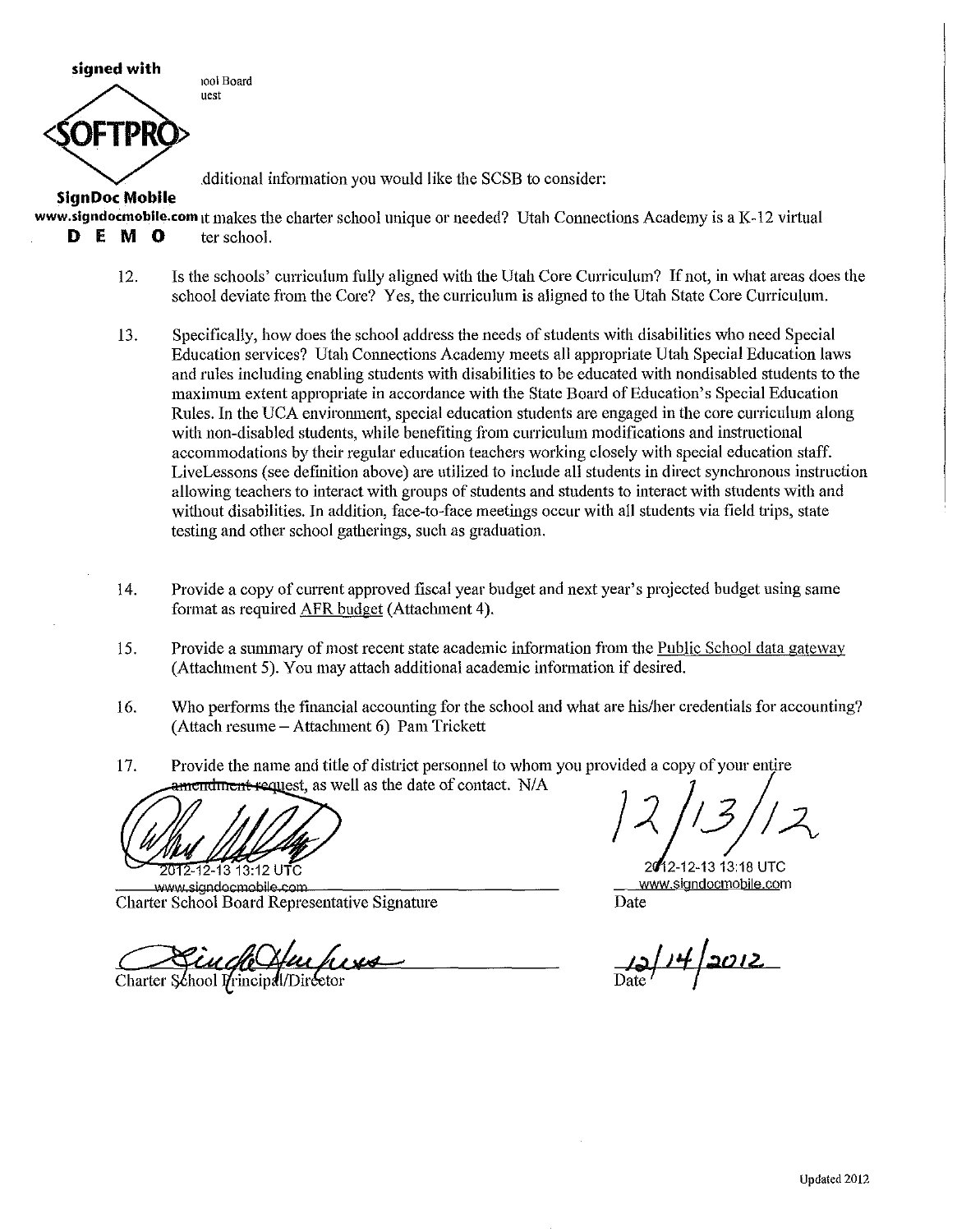signed with

ıool Board
uest

**SOFTPRO**

**SignDoc Mobile**
**www.signdocmobile.com**
**D E M O**

.dditional information you would like the SCSB to consider:

ıt makes the charter school unique or needed? Utah Connections Academy is a K-12 virtual ter school.

12. Is the schools' curriculum fully aligned with the Utah Core Curriculum? If not, in what areas does the school deviate from the Core? Yes, the curriculum is aligned to the Utah State Core Curriculum.

13. Specifically, how does the school address the needs of students with disabilities who need Special Education services? Utah Connections Academy meets all appropriate Utah Special Education laws and rules including enabling students with disabilities to be educated with nondisabled students to the maximum extent appropriate in accordance with the State Board of Education's Special Education Rules. In the UCA environment, special education students are engaged in the core curriculum along with non-disabled students, while benefiting from curriculum modifications and instructional accommodations by their regular education teachers working closely with special education staff. LiveLessons (see definition above) are utilized to include all students in direct synchronous instruction allowing teachers to interact with groups of students and students to interact with students with and without disabilities. In addition, face-to-face meetings occur with all students via field trips, state testing and other school gatherings, such as graduation.

14. Provide a copy of current approved fiscal year budget and next year's projected budget using same format as required AFR budget (Attachment 4).

15. Provide a summary of most recent state academic information from the Public School data gateway (Attachment 5). You may attach additional academic information if desired.

16. Who performs the financial accounting for the school and what are his/her credentials for accounting? (Attach resume – Attachment 6) Pam Trickett

17. Provide the name and title of district personnel to whom you provided a copy of your entire amendment request, as well as the date of contact. N/A

2012-12-13 13:12 UTC
www.signdocmobile.com
Charter School Board Representative Signature

12/13/12
2012-12-13 13:18 UTC
www.signdocmobile.com
Date

Charter School Principal/Director

12/14/2012
Date

Updated 2012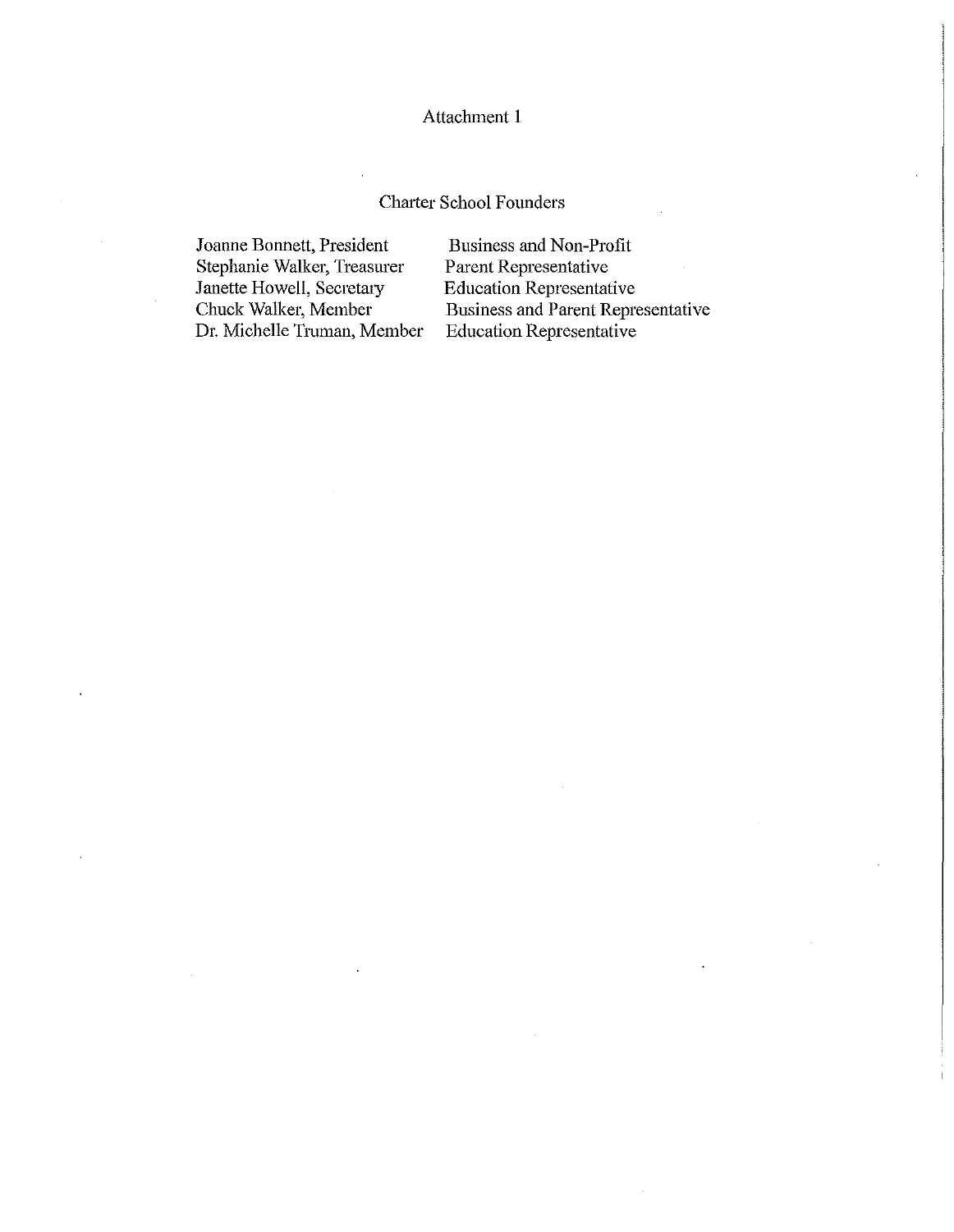Attachment 1

## Charter School Founders

| | |
|---|---|
| Joanne Bonnett, President | Business and Non-Profit |
| Stephanie Walker, Treasurer | Parent Representative |
| Janette Howell, Secretary | Education Representative |
| Chuck Walker, Member | Business and Parent Representative |
| Dr. Michelle Truman, Member | Education Representative |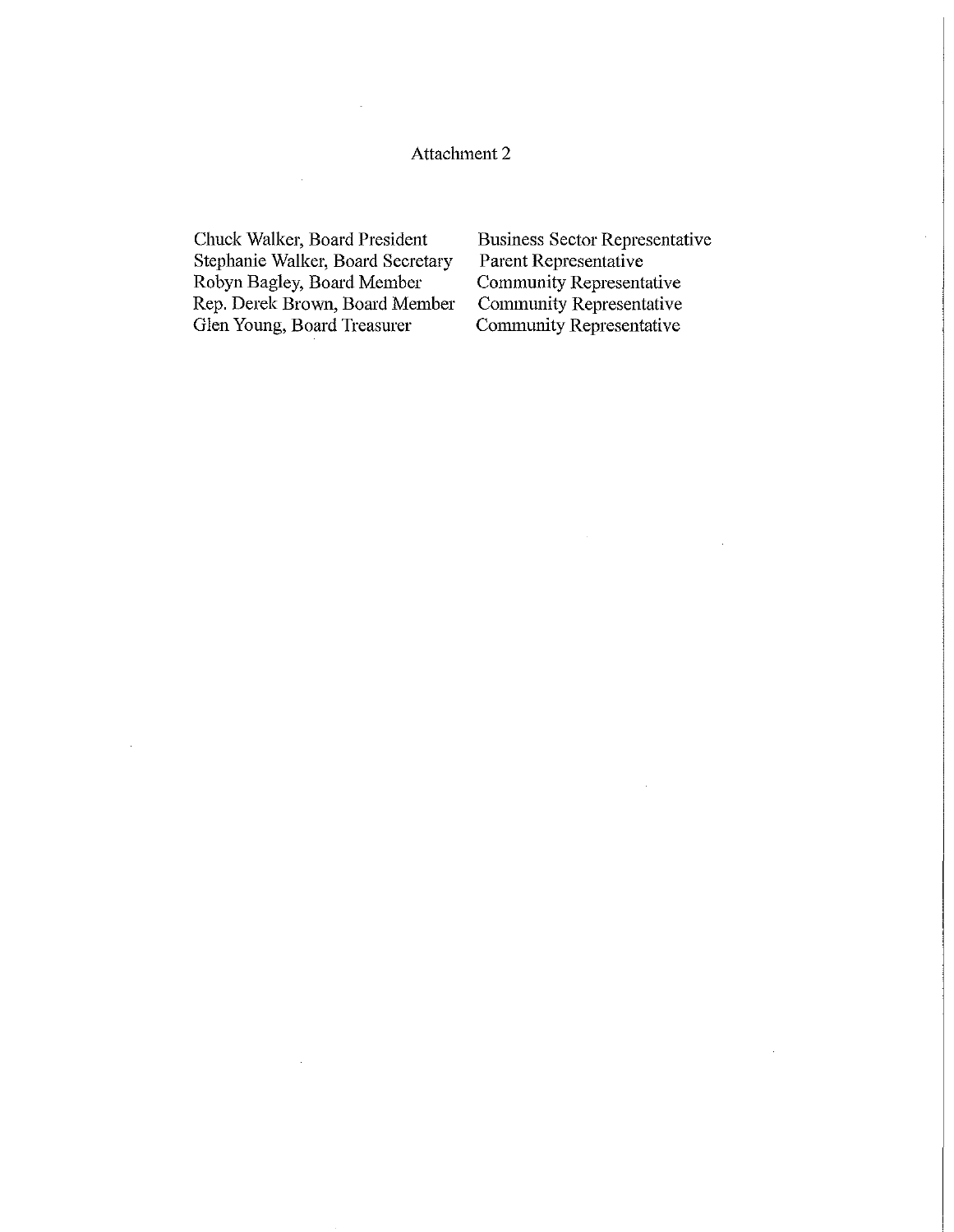Attachment 2

| | |
|---|---|
| Chuck Walker, Board President | Business Sector Representative |
| Stephanie Walker, Board Secretary | Parent Representative |
| Robyn Bagley, Board Member | Community Representative |
| Rep. Derek Brown, Board Member | Community Representative |
| Glen Young, Board Treasurer | Community Representative |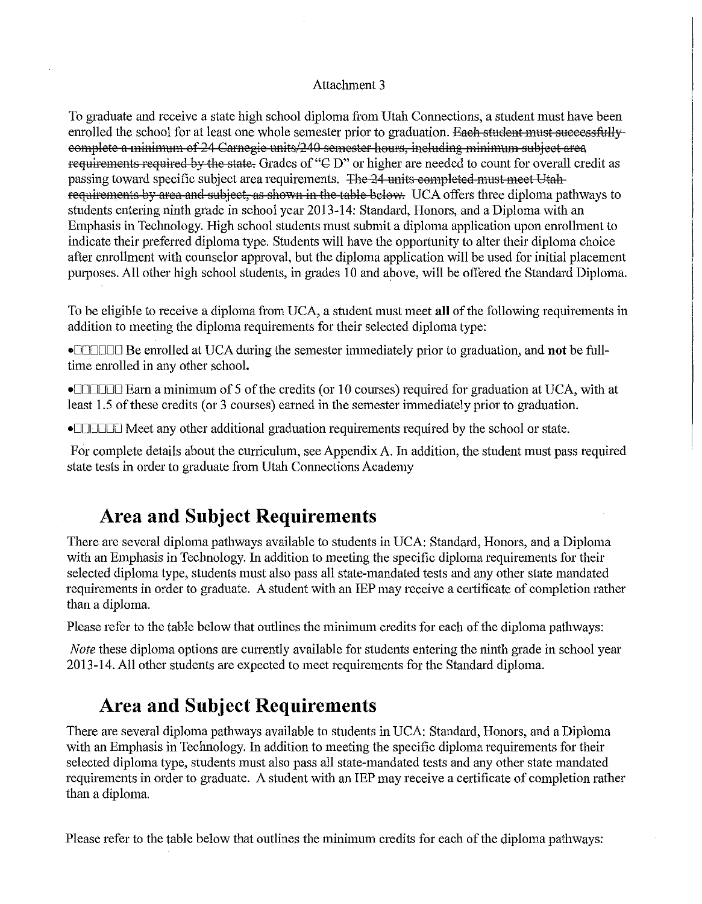Attachment 3

To graduate and receive a state high school diploma from Utah Connections, a student must have been enrolled the school for at least one whole semester prior to graduation. ~~Each student must successfully complete a minimum of 24 Carnegie units/240 semester hours, including minimum subject area requirements required by the state.~~ Grades of "~~C~~ D" or higher are needed to count for overall credit as passing toward specific subject area requirements. ~~The 24 units completed must meet Utah requirements by area and subject, as shown in the table below.~~ UCA offers three diploma pathways to students entering ninth grade in school year 2013-14: Standard, Honors, and a Diploma with an Emphasis in Technology. High school students must submit a diploma application upon enrollment to indicate their preferred diploma type. Students will have the opportunity to alter their diploma choice after enrollment with counselor approval, but the diploma application will be used for initial placement purposes. All other high school students, in grades 10 and above, will be offered the Standard Diploma.

To be eligible to receive a diploma from UCA, a student must meet **all** of the following requirements in addition to meeting the diploma requirements for their selected diploma type:

- Be enrolled at UCA during the semester immediately prior to graduation, and **not** be full-time enrolled in any other school.
- Earn a minimum of 5 of the credits (or 10 courses) required for graduation at UCA, with at least 1.5 of these credits (or 3 courses) earned in the semester immediately prior to graduation.
- Meet any other additional graduation requirements required by the school or state.

For complete details about the curriculum, see Appendix A. In addition, the student must pass required state tests in order to graduate from Utah Connections Academy

## Area and Subject Requirements

There are several diploma pathways available to students in UCA: Standard, Honors, and a Diploma with an Emphasis in Technology. In addition to meeting the specific diploma requirements for their selected diploma type, students must also pass all state-mandated tests and any other state mandated requirements in order to graduate. A student with an IEP may receive a certificate of completion rather than a diploma.

Please refer to the table below that outlines the minimum credits for each of the diploma pathways:

*Note* these diploma options are currently available for students entering the ninth grade in school year 2013-14. All other students are expected to meet requirements for the Standard diploma.

## Area and Subject Requirements

There are several diploma pathways available to students in UCA: Standard, Honors, and a Diploma with an Emphasis in Technology. In addition to meeting the specific diploma requirements for their selected diploma type, students must also pass all state-mandated tests and any other state mandated requirements in order to graduate. A student with an IEP may receive a certificate of completion rather than a diploma.

Please refer to the table below that outlines the minimum credits for each of the diploma pathways: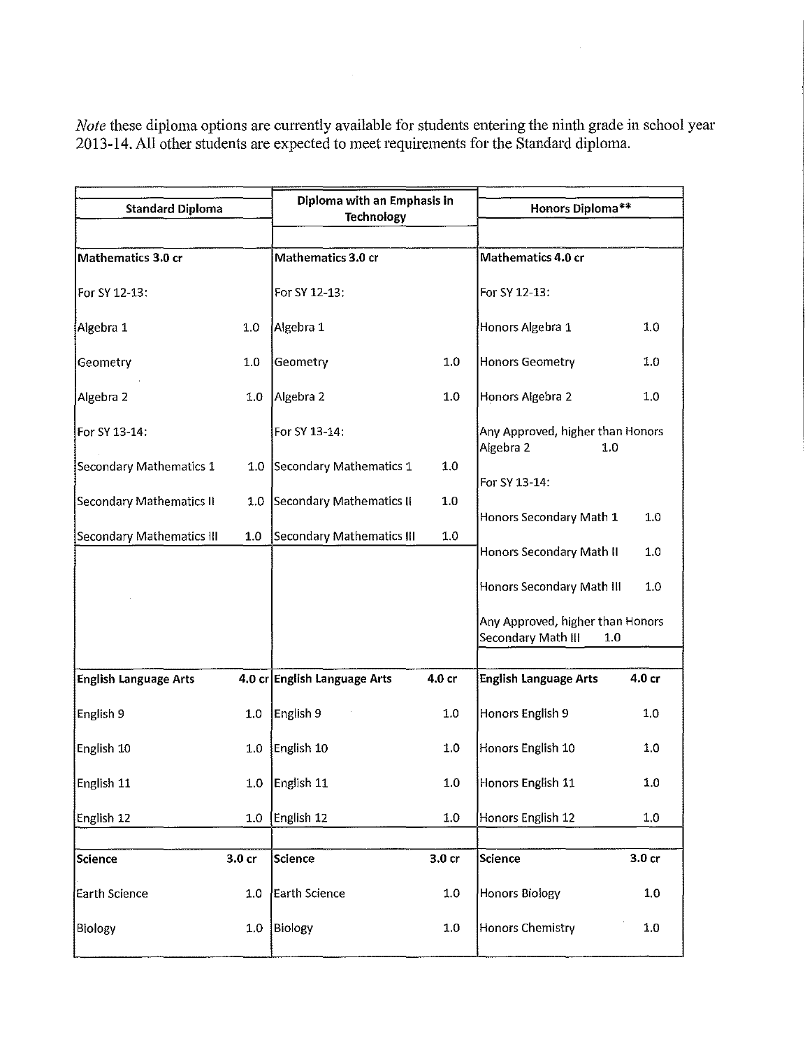*Note* these diploma options are currently available for students entering the ninth grade in school year 2013-14. All other students are expected to meet requirements for the Standard diploma.

| Standard Diploma | | Diploma with an Emphasis in Technology | | Honors Diploma** | |
|---|---|---|---|---|---|
| **Mathematics 3.0 cr** | | **Mathematics 3.0 cr** | | **Mathematics 4.0 cr** | |
| For SY 12-13: | | For SY 12-13: | | For SY 12-13: | |
| Algebra 1 | 1.0 | Algebra 1 | | Honors Algebra 1 | 1.0 |
| Geometry | 1.0 | Geometry | 1.0 | Honors Geometry | 1.0 |
| Algebra 2 | 1.0 | Algebra 2 | 1.0 | Honors Algebra 2 | 1.0 |
| For SY 13-14: | | For SY 13-14: | | Any Approved, higher than Honors Algebra 2 | 1.0 |
| Secondary Mathematics 1 | 1.0 | Secondary Mathematics 1 | 1.0 | For SY 13-14: | |
| Secondary Mathematics II | 1.0 | Secondary Mathematics II | 1.0 | Honors Secondary Math 1 | 1.0 |
| Secondary Mathematics III | 1.0 | Secondary Mathematics III | 1.0 | Honors Secondary Math II | 1.0 |
| | | | | Honors Secondary Math III | 1.0 |
| | | | | Any Approved, higher than Honors Secondary Math III | 1.0 |
| **English Language Arts** | **4.0 cr** | **English Language Arts** | **4.0 cr** | **English Language Arts** | **4.0 cr** |
| English 9 | 1.0 | English 9 | 1.0 | Honors English 9 | 1.0 |
| English 10 | 1.0 | English 10 | 1.0 | Honors English 10 | 1.0 |
| English 11 | 1.0 | English 11 | 1.0 | Honors English 11 | 1.0 |
| English 12 | 1.0 | English 12 | 1.0 | Honors English 12 | 1.0 |
| **Science** | **3.0 cr** | **Science** | **3.0 cr** | **Science** | **3.0 cr** |
| Earth Science | 1.0 | Earth Science | 1.0 | Honors Biology | 1.0 |
| Biology | 1.0 | Biology | 1.0 | Honors Chemistry | 1.0 |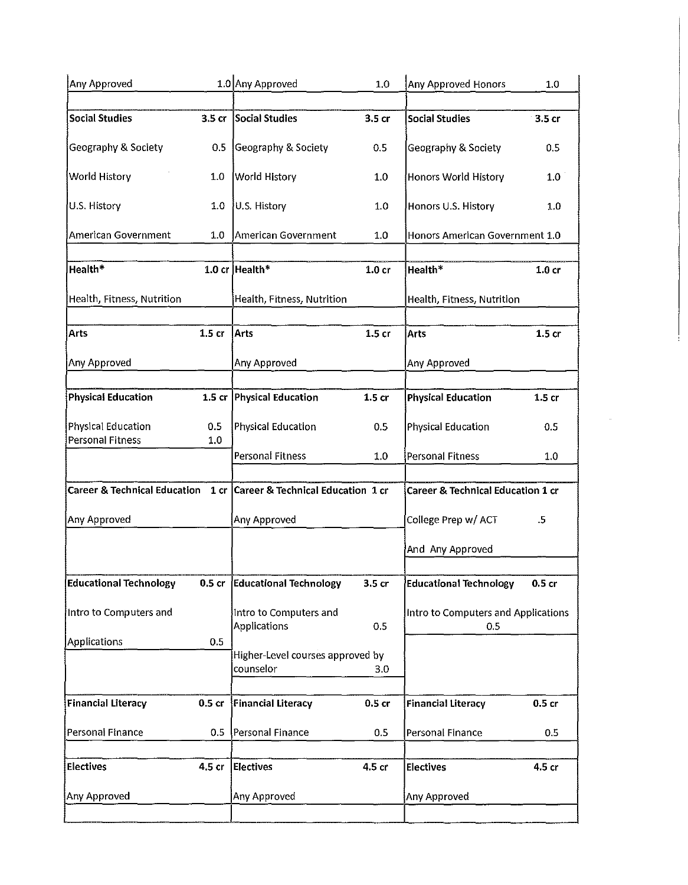| Column 1 | | Column 2 | | Column 3 | |
|---|---|---|---|---|---|
| Any Approved | 1.0 | Any Approved | 1.0 | Any Approved Honors | 1.0 |
| | | | | | |
| **Social Studies** | **3.5 cr** | **Social Studies** | **3.5 cr** | **Social Studies** | **3.5 cr** |
| Geography & Society | 0.5 | Geography & Society | 0.5 | Geography & Society | 0.5 |
| World History | 1.0 | World History | 1.0 | Honors World History | 1.0 |
| U.S. History | 1.0 | U.S. History | 1.0 | Honors U.S. History | 1.0 |
| American Government | 1.0 | American Government | 1.0 | Honors American Government | 1.0 |
| | | | | | |
| **Health*** | **1.0 cr** | **Health*** | **1.0 cr** | **Health*** | **1.0 cr** |
| Health, Fitness, Nutrition | | Health, Fitness, Nutrition | | Health, Fitness, Nutrition | |
| | | | | | |
| **Arts** | **1.5 cr** | **Arts** | **1.5 cr** | **Arts** | **1.5 cr** |
| Any Approved | | Any Approved | | Any Approved | |
| | | | | | |
| **Physical Education** | **1.5 cr** | **Physical Education** | **1.5 cr** | **Physical Education** | **1.5 cr** |
| Physical Education | 0.5 | Physical Education | 0.5 | Physical Education | 0.5 |
| Personal Fitness | 1.0 | Personal Fitness | 1.0 | Personal Fitness | 1.0 |
| | | | | | |
| **Career & Technical Education** | **1 cr** | **Career & Technical Education** | **1 cr** | **Career & Technical Education** | **1 cr** |
| Any Approved | | Any Approved | | College Prep w/ ACT | .5 |
| | | | | And Any Approved | |
| | | | | | |
| **Educational Technology** | **0.5 cr** | **Educational Technology** | **3.5 cr** | **Educational Technology** | **0.5 cr** |
| Intro to Computers and Applications | 0.5 | Intro to Computers and Applications | 0.5 | Intro to Computers and Applications | 0.5 |
| | | Higher-Level courses approved by counselor | 3.0 | | |
| | | | | | |
| **Financial Literacy** | **0.5 cr** | **Financial Literacy** | **0.5 cr** | **Financial Literacy** | **0.5 cr** |
| Personal Finance | 0.5 | Personal Finance | 0.5 | Personal Finance | 0.5 |
| | | | | | |
| **Electives** | **4.5 cr** | **Electives** | **4.5 cr** | **Electives** | **4.5 cr** |
| Any Approved | | Any Approved | | Any Approved | |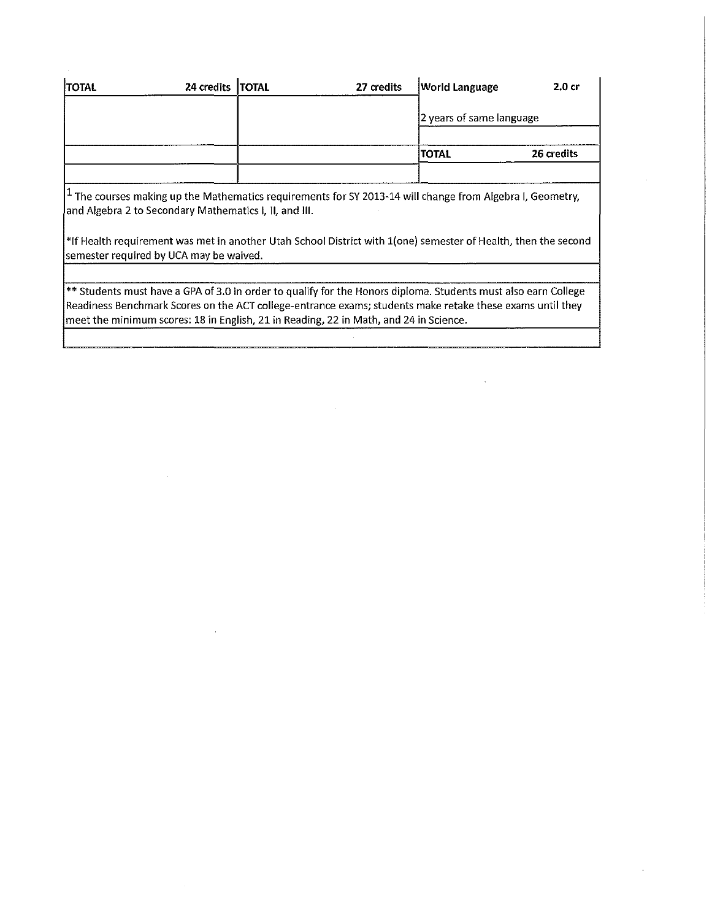| TOTAL 24 credits | TOTAL 27 credits | World Language 2.0 cr |
|---|---|---|
| | | 2 years of same language |
| | | |
| | | TOTAL 26 credits |
| | | |

[1] The courses making up the Mathematics requirements for SY 2013-14 will change from Algebra I, Geometry, and Algebra 2 to Secondary Mathematics I, II, and III.

*If Health requirement was met in another Utah School District with 1(one) semester of Health, then the second semester required by UCA may be waived.

** Students must have a GPA of 3.0 in order to qualify for the Honors diploma. Students must also earn College Readiness Benchmark Scores on the ACT college-entrance exams; students make retake these exams until they meet the minimum scores: 18 in English, 21 in Reading, 22 in Math, and 24 in Science.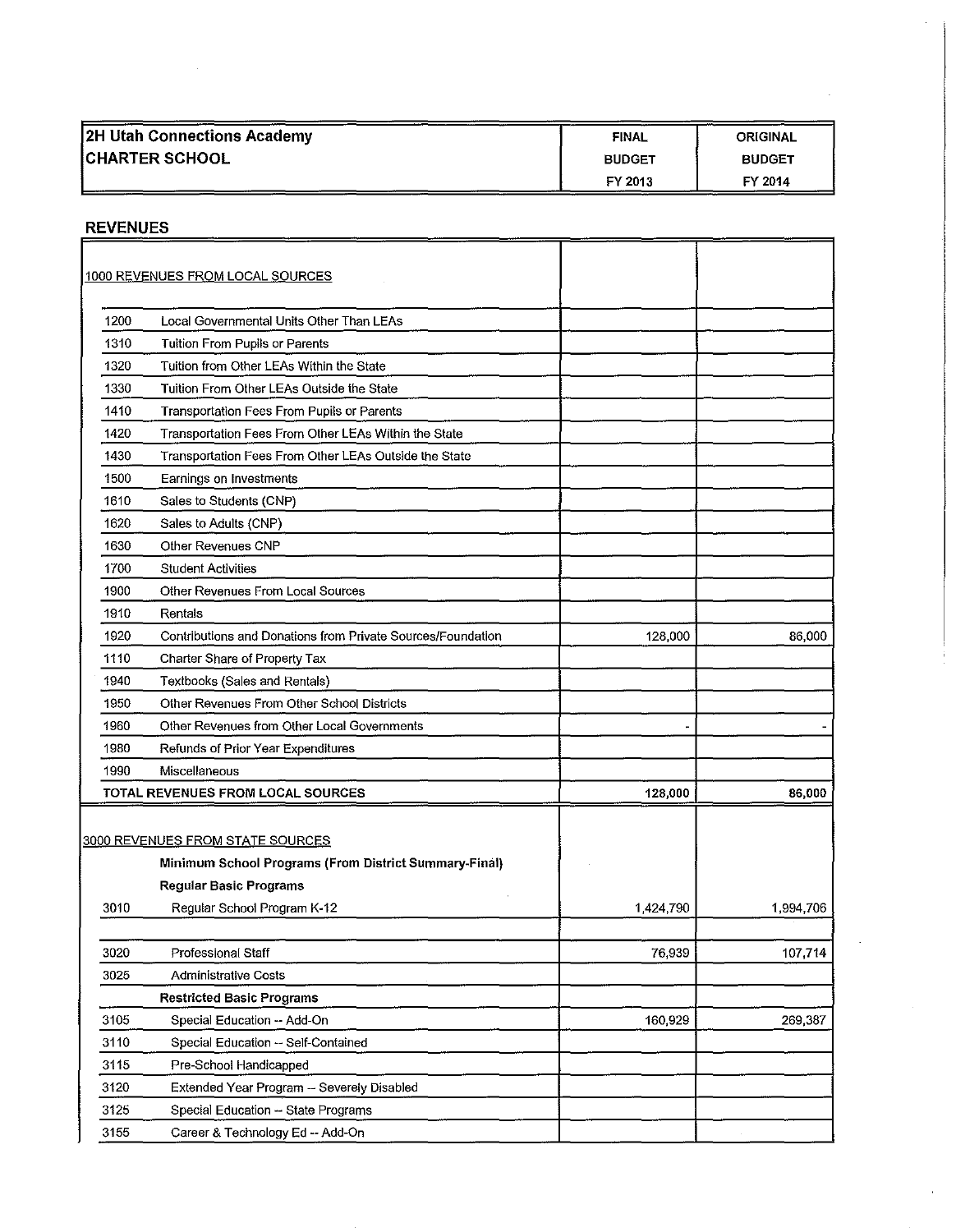| 2H Utah Connections Academy CHARTER SCHOOL | FINAL BUDGET FY 2013 | ORIGINAL BUDGET FY 2014 |
|---|---|---|

## REVENUES

| | | FINAL BUDGET FY 2013 | ORIGINAL BUDGET FY 2014 |
|---|---|---|---|
| 1000 REVENUES FROM LOCAL SOURCES | | | |
| 1200 | Local Governmental Units Other Than LEAs | | |
| 1310 | Tuition From Pupils or Parents | | |
| 1320 | Tuition from Other LEAs Within the State | | |
| 1330 | Tuition From Other LEAs Outside the State | | |
| 1410 | Transportation Fees From Pupils or Parents | | |
| 1420 | Transportation Fees From Other LEAs Within the State | | |
| 1430 | Transportation Fees From Other LEAs Outside the State | | |
| 1500 | Earnings on Investments | | |
| 1610 | Sales to Students (CNP) | | |
| 1620 | Sales to Adults (CNP) | | |
| 1630 | Other Revenues CNP | | |
| 1700 | Student Activities | | |
| 1900 | Other Revenues From Local Sources | | |
| 1910 | Rentals | | |
| 1920 | Contributions and Donations from Private Sources/Foundation | 128,000 | 86,000 |
| 1110 | Charter Share of Property Tax | | |
| 1940 | Textbooks (Sales and Rentals) | | |
| 1950 | Other Revenues From Other School Districts | | |
| 1960 | Other Revenues from Other Local Governments | - | - |
| 1980 | Refunds of Prior Year Expenditures | | |
| 1990 | Miscellaneous | | |
| **TOTAL REVENUES FROM LOCAL SOURCES** | | **128,000** | **86,000** |
| 3000 REVENUES FROM STATE SOURCES | | | |
| | **Minimum School Programs (From District Summary-Final)** | | |
| | **Regular Basic Programs** | | |
| 3010 | Regular School Program K-12 | 1,424,790 | 1,994,706 |
| | | | |
| 3020 | Professional Staff | 76,939 | 107,714 |
| 3025 | Administrative Costs | | |
| | **Restricted Basic Programs** | | |
| 3105 | Special Education -- Add-On | 160,929 | 269,387 |
| 3110 | Special Education -- Self-Contained | | |
| 3115 | Pre-School Handicapped | | |
| 3120 | Extended Year Program -- Severely Disabled | | |
| 3125 | Special Education -- State Programs | | |
| 3155 | Career & Technology Ed -- Add-On | | |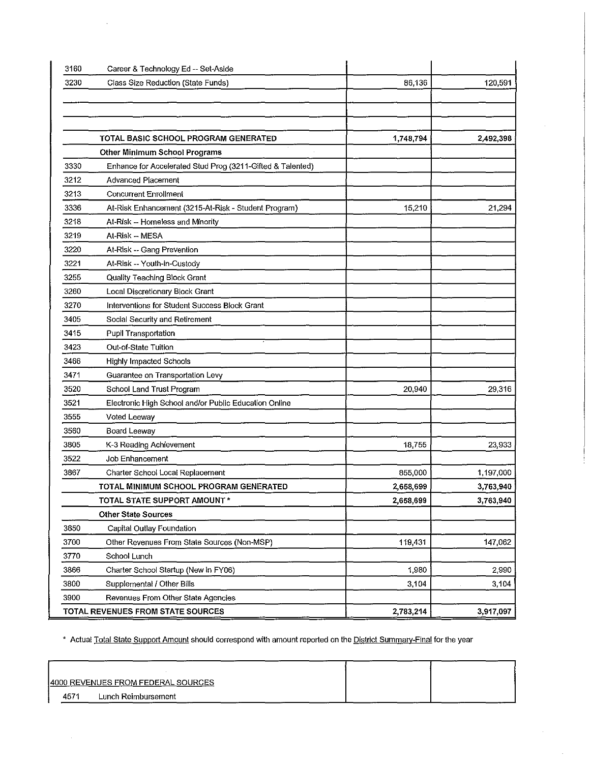| | | | |
|---|---|---|---|
| 3160 | Career & Technology Ed -- Set-Aside | | |
| 3230 | Class Size Reduction (State Funds) | 86,136 | 120,591 |
| | | | |
| | | | |
| | | | |
| | **TOTAL BASIC SCHOOL PROGRAM GENERATED** | **1,748,794** | **2,492,398** |
| | **Other Minimum School Programs** | | |
| 3330 | Enhance for Accelerated Stud Prog (3211-Gifted & Talented) | | |
| 3212 | Advanced Placement | | |
| 3213 | Concurrent Enrollment | | |
| 3336 | At-Risk Enhancement (3215-At-Risk - Student Program) | 15,210 | 21,294 |
| 3218 | At-Risk -- Homeless and Minority | | |
| 3219 | At-Risk -- MESA | | |
| 3220 | At-Risk -- Gang Prevention | | |
| 3221 | At-Risk -- Youth-in-Custody | | |
| 3255 | Quality Teaching Block Grant | | |
| 3260 | Local Discretionary Block Grant | | |
| 3270 | Interventions for Student Success Block Grant | | |
| 3405 | Social Security and Retirement | | |
| 3415 | Pupil Transportation | | |
| 3423 | Out-of-State Tuition | | |
| 3466 | Highly Impacted Schools | | |
| 3471 | Guarantee on Transportation Levy | | |
| 3520 | School Land Trust Program | 20,940 | 29,316 |
| 3521 | Electronic High School and/or Public Education Online | | |
| 3555 | Voted Leeway | | |
| 3560 | Board Leeway | | |
| 3805 | K-3 Reading Achievement | 18,755 | 23,933 |
| 3522 | Job Enhancement | | |
| 3867 | Charter School Local Replacement | 855,000 | 1,197,000 |
| | **TOTAL MINIMUM SCHOOL PROGRAM GENERATED** | **2,658,699** | **3,763,940** |
| | **TOTAL STATE SUPPORT AMOUNT *** | **2,658,699** | **3,763,940** |
| | **Other State Sources** | | |
| 3650 | Capital Outlay Foundation | | |
| 3700 | Other Revenues From State Sources (Non-MSP) | 119,431 | 147,062 |
| 3770 | School Lunch | | |
| 3866 | Charter School Startup (New in FY06) | 1,980 | 2,990 |
| 3800 | Supplemental / Other Bills | 3,104 | 3,104 |
| 3900 | Revenues From Other State Agencies | | |
| | **TOTAL REVENUES FROM STATE SOURCES** | **2,783,214** | **3,917,097** |

* Actual Total State Support Amount should correspond with amount reported on the District Summary-Final for the year

| | | | |
|---|---|---|---|
| 4000 REVENUES FROM FEDERAL SOURCES | | | |
| 4571 | Lunch Reimbursement | | |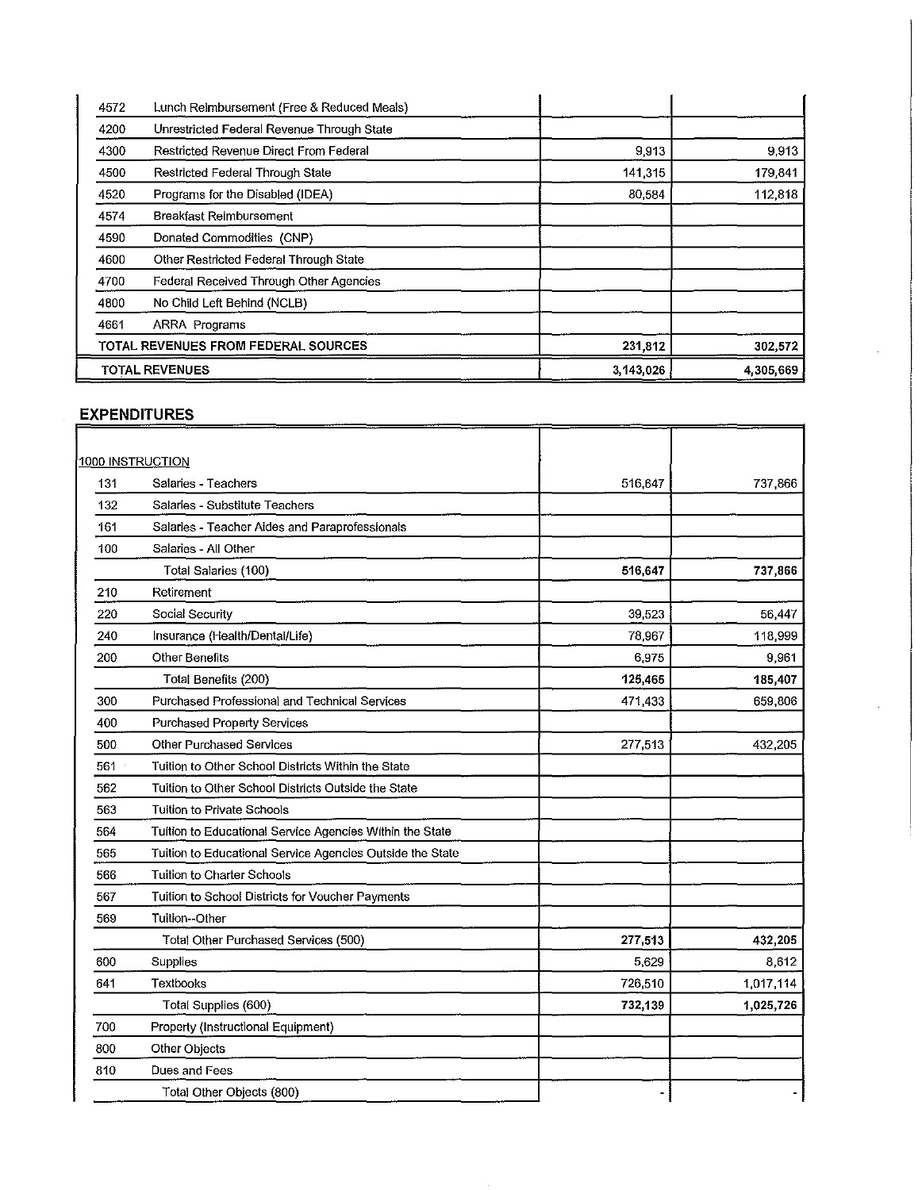| | | | |
|---|---|---|---|
| 4572 | Lunch Reimbursement (Free & Reduced Meals) | | |
| 4200 | Unrestricted Federal Revenue Through State | | |
| 4300 | Restricted Revenue Direct From Federal | 9,913 | 9,913 |
| 4500 | Restricted Federal Through State | 141,315 | 179,841 |
| 4520 | Programs for the Disabled (IDEA) | 80,584 | 112,818 |
| 4574 | Breakfast Reimbursement | | |
| 4590 | Donated Commodities (CNP) | | |
| 4600 | Other Restricted Federal Through State | | |
| 4700 | Federal Received Through Other Agencies | | |
| 4800 | No Child Left Behind (NCLB) | | |
| 4661 | ARRA Programs | | |
| **TOTAL REVENUES FROM FEDERAL SOURCES** | | **231,812** | **302,572** |
| **TOTAL REVENUES** | | **3,143,026** | **4,305,669** |

## EXPENDITURES

| | | | |
|---|---|---|---|
| 1000 INSTRUCTION | | | |
| 131 | Salaries - Teachers | 516,647 | 737,866 |
| 132 | Salaries - Substitute Teachers | | |
| 161 | Salaries - Teacher Aides and Paraprofessionals | | |
| 100 | Salaries - All Other | | |
| | Total Salaries (100) | **516,647** | **737,866** |
| 210 | Retirement | | |
| 220 | Social Security | 39,523 | 56,447 |
| 240 | Insurance (Health/Dental/Life) | 78,967 | 118,999 |
| 200 | Other Benefits | 6,975 | 9,961 |
| | Total Benefits (200) | **125,465** | **185,407** |
| 300 | Purchased Professional and Technical Services | 471,433 | 659,806 |
| 400 | Purchased Property Services | | |
| 500 | Other Purchased Services | 277,513 | 432,205 |
| 561 | Tuition to Other School Districts Within the State | | |
| 562 | Tuition to Other School Districts Outside the State | | |
| 563 | Tuition to Private Schools | | |
| 564 | Tuition to Educational Service Agencies Within the State | | |
| 565 | Tuition to Educational Service Agencies Outside the State | | |
| 566 | Tuition to Charter Schools | | |
| 567 | Tuition to School Districts for Voucher Payments | | |
| 569 | Tuition--Other | | |
| | Total Other Purchased Services (500) | **277,513** | **432,205** |
| 600 | Supplies | 5,629 | 8,612 |
| 641 | Textbooks | 726,510 | 1,017,114 |
| | Total Supplies (600) | **732,139** | **1,025,726** |
| 700 | Property (Instructional Equipment) | | |
| 800 | Other Objects | | |
| 810 | Dues and Fees | | |
| | Total Other Objects (800) | - | - |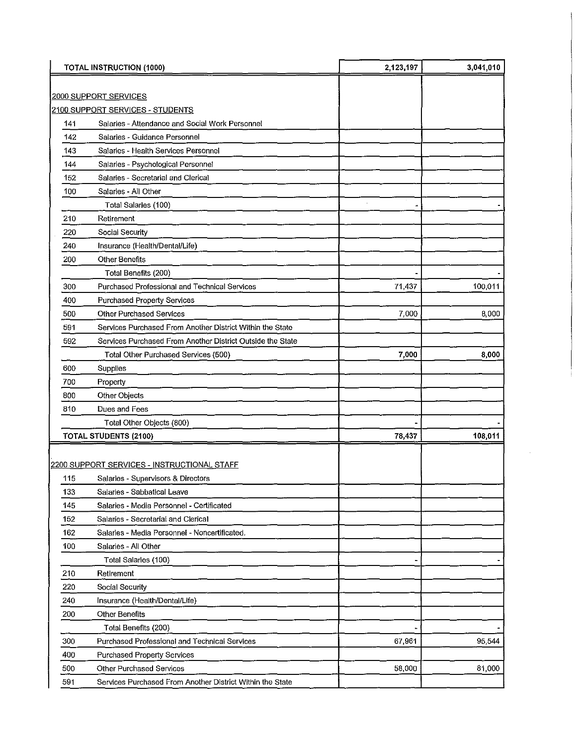| Code | Description | | |
|---|---|---|---|
| | **TOTAL INSTRUCTION (1000)** | **2,123,197** | **3,041,010** |
| | 2000 SUPPORT SERVICES | | |
| | 2100 SUPPORT SERVICES - STUDENTS | | |
| 141 | Salaries - Attendance and Social Work Personnel | | |
| 142 | Salaries - Guidance Personnel | | |
| 143 | Salaries - Health Services Personnel | | |
| 144 | Salaries - Psychological Personnel | | |
| 152 | Salaries - Secretarial and Clerical | | |
| 100 | Salaries - All Other | | |
| | Total Salaries (100) | - | - |
| 210 | Retirement | | |
| 220 | Social Security | | |
| 240 | Insurance (Health/Dental/Life) | | |
| 200 | Other Benefits | | |
| | Total Benefits (200) | - | - |
| 300 | Purchased Professional and Technical Services | 71,437 | 100,011 |
| 400 | Purchased Property Services | | |
| 500 | Other Purchased Services | 7,000 | 8,000 |
| 591 | Services Purchased From Another District Within the State | | |
| 592 | Services Purchased From Another District Outside the State | | |
| | Total Other Purchased Services (500) | **7,000** | **8,000** |
| 600 | Supplies | | |
| 700 | Property | | |
| 800 | Other Objects | | |
| 810 | Dues and Fees | | |
| | Total Other Objects (800) | - | - |
| | **TOTAL STUDENTS (2100)** | **78,437** | **108,011** |
| | 2200 SUPPORT SERVICES - INSTRUCTIONAL STAFF | | |
| 115 | Salaries - Supervisors & Directors | | |
| 133 | Salaries - Sabbatical Leave | | |
| 145 | Salaries - Media Personnel - Certificated | | |
| 152 | Salaries - Secretarial and Clerical | | |
| 162 | Salaries - Media Personnel - Noncertificated. | | |
| 100 | Salaries - All Other | | |
| | Total Salaries (100) | - | - |
| 210 | Retirement | | |
| 220 | Social Security | | |
| 240 | Insurance (Health/Dental/Life) | | |
| 200 | Other Benefits | | |
| | Total Benefits (200) | - | - |
| 300 | Purchased Professional and Technical Services | 67,961 | 95,544 |
| 400 | Purchased Property Services | | |
| 500 | Other Purchased Services | 58,000 | 81,000 |
| 591 | Services Purchased From Another District Within the State | | |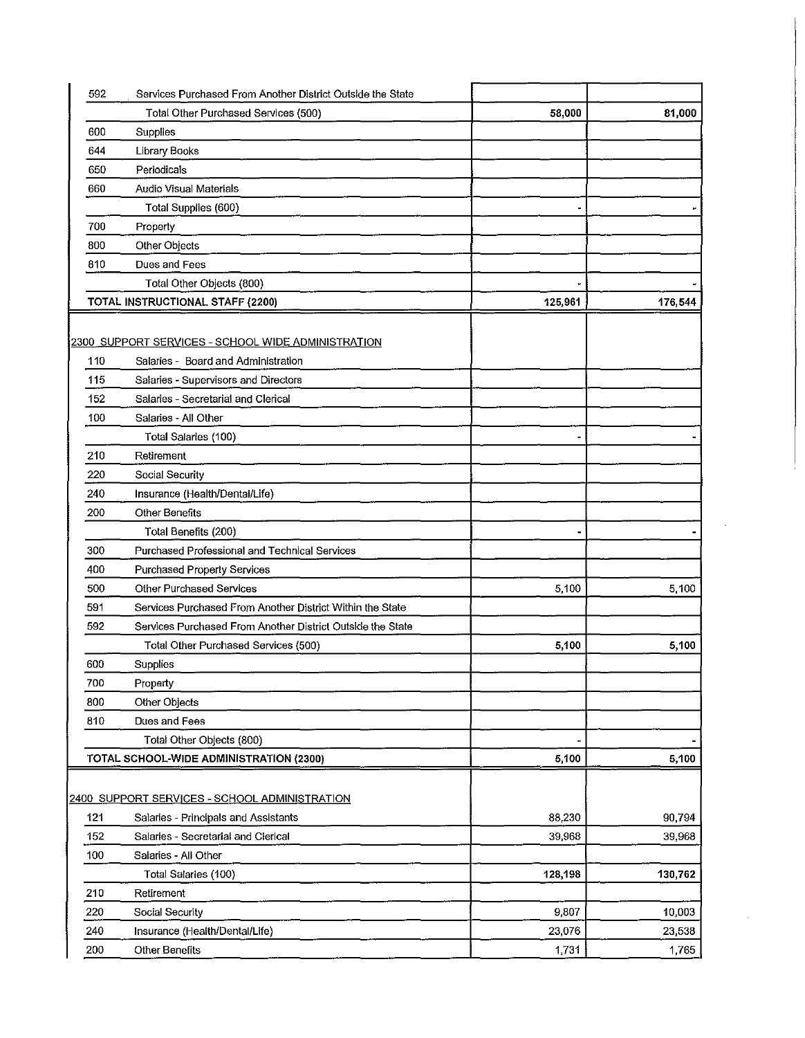| | | | |
|---|---|---|---|
| 592 | Services Purchased From Another District Outside the State | | |
| | Total Other Purchased Services (500) | **58,000** | **81,000** |
| 600 | Supplies | | |
| 644 | Library Books | | |
| 650 | Periodicals | | |
| 660 | Audio Visual Materials | | |
| | Total Supplies (600) | - | - |
| 700 | Property | | |
| 800 | Other Objects | | |
| 810 | Dues and Fees | | |
| | Total Other Objects (800) | - | - |
| | **TOTAL INSTRUCTIONAL STAFF (2200)** | **125,961** | **176,544** |

| | | | |
|---|---|---|---|
| | 2300 SUPPORT SERVICES - SCHOOL WIDE ADMINISTRATION | | |
| 110 | Salaries - Board and Administration | | |
| 115 | Salaries - Supervisors and Directors | | |
| 152 | Salaries - Secretarial and Clerical | | |
| 100 | Salaries - All Other | | |
| | Total Salaries (100) | - | - |
| 210 | Retirement | | |
| 220 | Social Security | | |
| 240 | Insurance (Health/Dental/Life) | | |
| 200 | Other Benefits | | |
| | Total Benefits (200) | - | - |
| 300 | Purchased Professional and Technical Services | | |
| 400 | Purchased Property Services | | |
| 500 | Other Purchased Services | 5,100 | 5,100 |
| 591 | Services Purchased From Another District Within the State | | |
| 592 | Services Purchased From Another District Outside the State | | |
| | Total Other Purchased Services (500) | **5,100** | **5,100** |
| 600 | Supplies | | |
| 700 | Property | | |
| 800 | Other Objects | | |
| 810 | Dues and Fees | | |
| | Total Other Objects (800) | - | - |
| | **TOTAL SCHOOL-WIDE ADMINISTRATION (2300)** | **5,100** | **5,100** |

| | | | |
|---|---|---|---|
| | 2400 SUPPORT SERVICES - SCHOOL ADMINISTRATION | | |
| 121 | Salaries - Principals and Assistants | 88,230 | 90,794 |
| 152 | Salaries - Secretarial and Clerical | 39,968 | 39,968 |
| 100 | Salaries - All Other | | |
| | Total Salaries (100) | **128,198** | **130,762** |
| 210 | Retirement | | |
| 220 | Social Security | 9,807 | 10,003 |
| 240 | Insurance (Health/Dental/Life) | 23,076 | 23,538 |
| 200 | Other Benefits | 1,731 | 1,765 |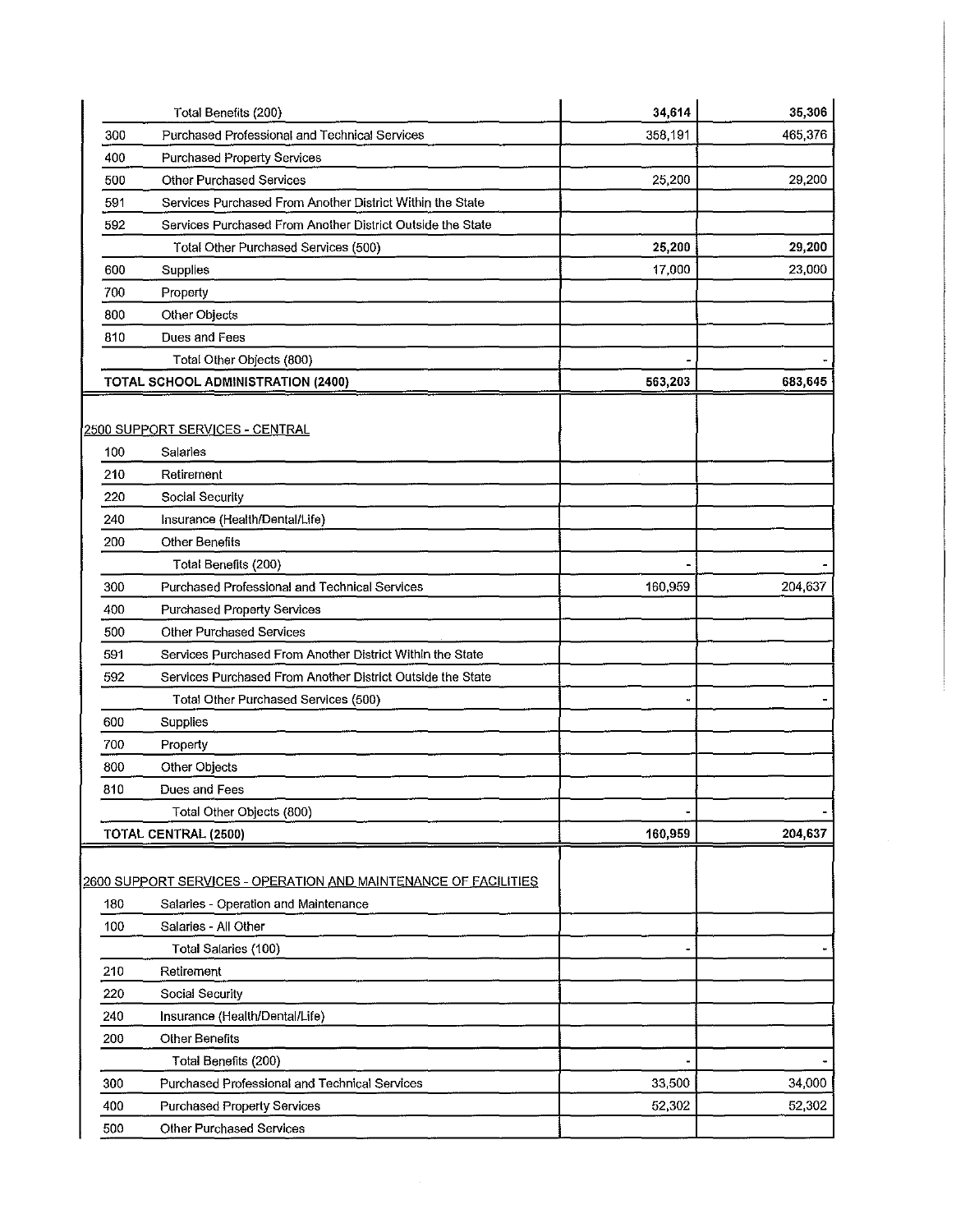| | | | |
|---|---|---|---|
| | Total Benefits (200) | **34,614** | **35,306** |
| 300 | Purchased Professional and Technical Services | 358,191 | 465,376 |
| 400 | Purchased Property Services | | |
| 500 | Other Purchased Services | 25,200 | 29,200 |
| 591 | Services Purchased From Another District Within the State | | |
| 592 | Services Purchased From Another District Outside the State | | |
| | Total Other Purchased Services (500) | **25,200** | **29,200** |
| 600 | Supplies | 17,000 | 23,000 |
| 700 | Property | | |
| 800 | Other Objects | | |
| 810 | Dues and Fees | | |
| | Total Other Objects (800) | - | - |
| **TOTAL SCHOOL ADMINISTRATION (2400)** | | **563,203** | **683,645** |
| | | | |
| 2500 SUPPORT SERVICES - CENTRAL | | | |
| 100 | Salaries | | |
| 210 | Retirement | | |
| 220 | Social Security | | |
| 240 | Insurance (Health/Dental/Life) | | |
| 200 | Other Benefits | | |
| | Total Benefits (200) | - | - |
| 300 | Purchased Professional and Technical Services | 160,959 | 204,637 |
| 400 | Purchased Property Services | | |
| 500 | Other Purchased Services | | |
| 591 | Services Purchased From Another District Within the State | | |
| 592 | Services Purchased From Another District Outside the State | | |
| | Total Other Purchased Services (500) | - | - |
| 600 | Supplies | | |
| 700 | Property | | |
| 800 | Other Objects | | |
| 810 | Dues and Fees | | |
| | Total Other Objects (800) | - | - |
| **TOTAL CENTRAL (2500)** | | **160,959** | **204,637** |
| | | | |
| 2600 SUPPORT SERVICES - OPERATION AND MAINTENANCE OF FACILITIES | | | |
| 180 | Salaries - Operation and Maintenance | | |
| 100 | Salaries - All Other | | |
| | Total Salaries (100) | - | - |
| 210 | Retirement | | |
| 220 | Social Security | | |
| 240 | Insurance (Health/Dental/Life) | | |
| 200 | Other Benefits | | |
| | Total Benefits (200) | - | - |
| 300 | Purchased Professional and Technical Services | 33,500 | 34,000 |
| 400 | Purchased Property Services | 52,302 | 52,302 |
| 500 | Other Purchased Services | | |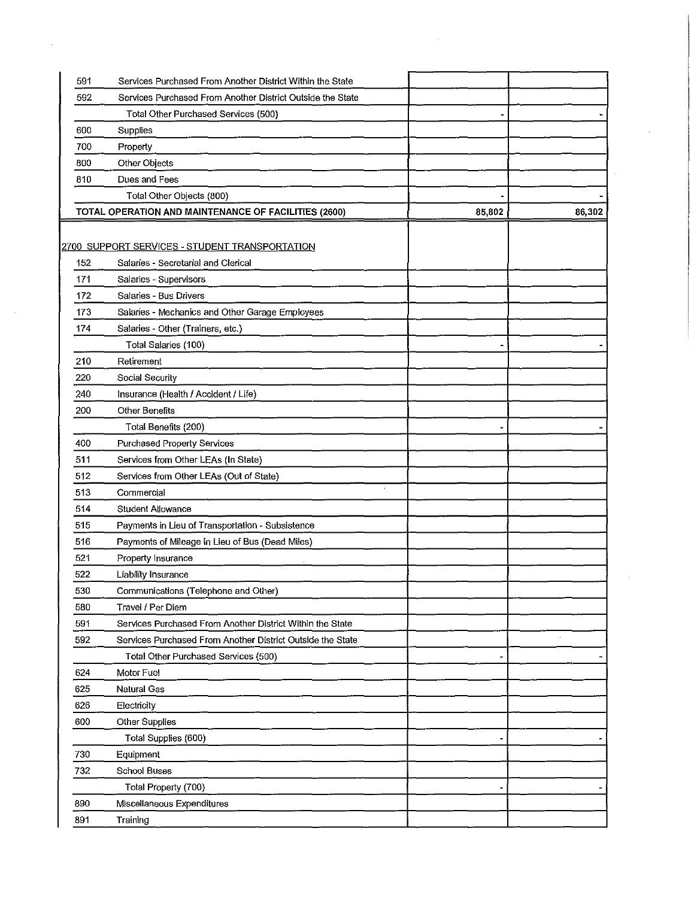| | | | |
|---|---|---|---|
| 591 | Services Purchased From Another District Within the State | | |
| 592 | Services Purchased From Another District Outside the State | | |
| | Total Other Purchased Services (500) | - | - |
| 600 | Supplies | | |
| 700 | Property | | |
| 800 | Other Objects | | |
| 810 | Dues and Fees | | |
| | Total Other Objects (800) | - | - |
| **TOTAL OPERATION AND MAINTENANCE OF FACILITIES (2600)** | | **85,802** | **86,302** |
| | | | |
| 2700 SUPPORT SERVICES - STUDENT TRANSPORTATION | | | |
| 152 | Salaries - Secretarial and Clerical | | |
| 171 | Salaries - Supervisors | | |
| 172 | Salaries - Bus Drivers | | |
| 173 | Salaries - Mechanics and Other Garage Employees | | |
| 174 | Salaries - Other (Trainers, etc.) | | |
| | Total Salaries (100) | - | - |
| 210 | Retirement | | |
| 220 | Social Security | | |
| 240 | Insurance (Health / Accident / Life) | | |
| 200 | Other Benefits | | |
| | Total Benefits (200) | - | - |
| 400 | Purchased Property Services | | |
| 511 | Services from Other LEAs (In State) | | |
| 512 | Services from Other LEAs (Out of State) | | |
| 513 | Commercial | | |
| 514 | Student Allowance | | |
| 515 | Payments in Lieu of Transportation - Subsistence | | |
| 516 | Payments of Mileage in Lieu of Bus (Dead Miles) | | |
| 521 | Property Insurance | | |
| 522 | Liability Insurance | | |
| 530 | Communications (Telephone and Other) | | |
| 580 | Travel / Per Diem | | |
| 591 | Services Purchased From Another District Within the State | | |
| 592 | Services Purchased From Another District Outside the State | | |
| | Total Other Purchased Services (500) | - | - |
| 624 | Motor Fuel | | |
| 625 | Natural Gas | | |
| 626 | Electricity | | |
| 600 | Other Supplies | | |
| | Total Supplies (600) | - | - |
| 730 | Equipment | | |
| 732 | School Buses | | |
| | Total Property (700) | - | - |
| 890 | Miscellaneous Expenditures | | |
| 891 | Training | | |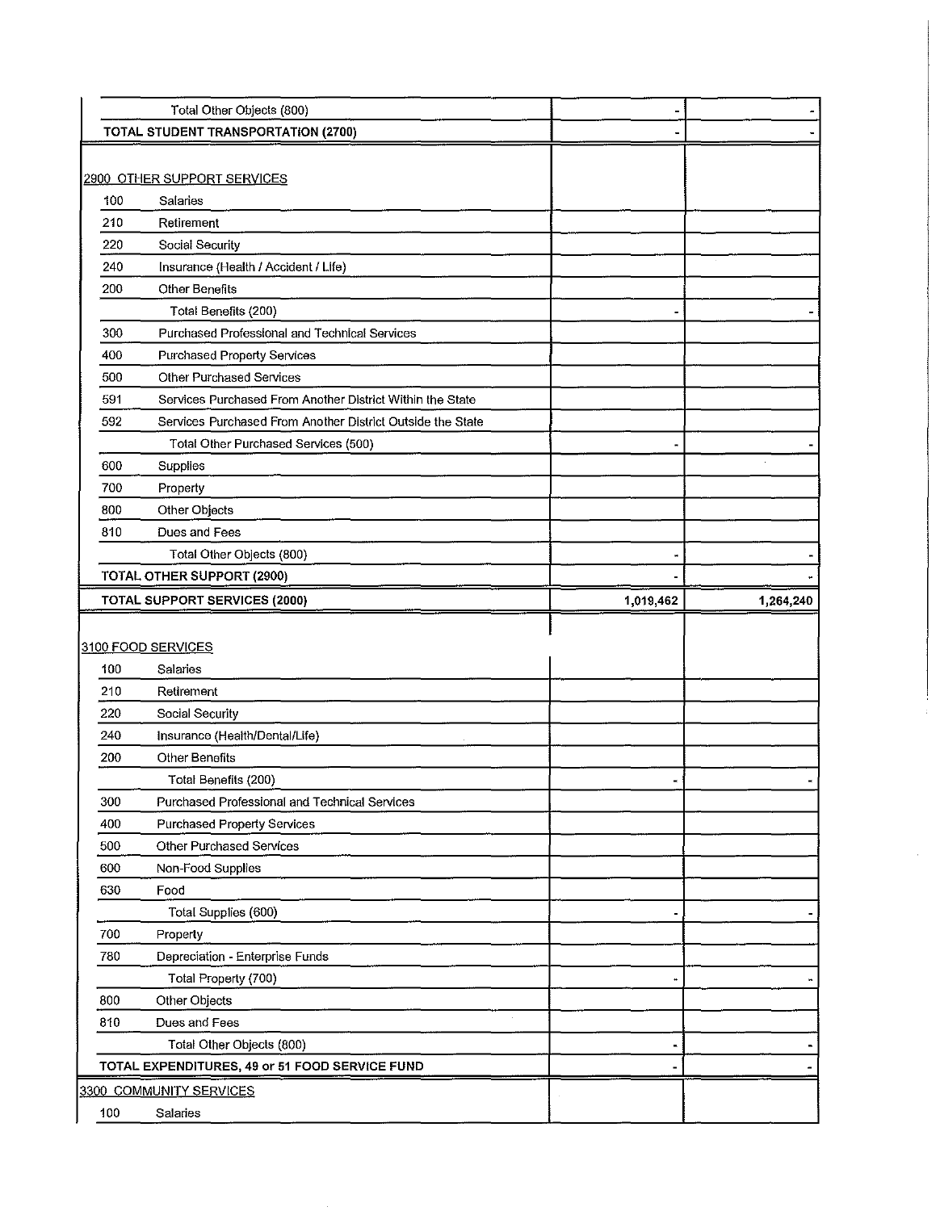| Code | Description | | |
|---|---|---|---|
| | Total Other Objects (800) | - | - |
| | **TOTAL STUDENT TRANSPORTATION (2700)** | - | - |
| | | | |
| **2900 OTHER SUPPORT SERVICES** | | | |
| 100 | Salaries | | |
| 210 | Retirement | | |
| 220 | Social Security | | |
| 240 | Insurance (Health / Accident / Life) | | |
| 200 | Other Benefits | | |
| | Total Benefits (200) | - | - |
| 300 | Purchased Professional and Technical Services | | |
| 400 | Purchased Property Services | | |
| 500 | Other Purchased Services | | |
| 591 | Services Purchased From Another District Within the State | | |
| 592 | Services Purchased From Another District Outside the State | | |
| | Total Other Purchased Services (500) | - | - |
| 600 | Supplies | | |
| 700 | Property | | |
| 800 | Other Objects | | |
| 810 | Dues and Fees | | |
| | Total Other Objects (800) | - | - |
| | **TOTAL OTHER SUPPORT (2900)** | - | - |
| | **TOTAL SUPPORT SERVICES (2000)** | 1,019,462 | 1,264,240 |
| | | | |
| **3100 FOOD SERVICES** | | | |
| 100 | Salaries | | |
| 210 | Retirement | | |
| 220 | Social Security | | |
| 240 | Insurance (Health/Dental/Life) | | |
| 200 | Other Benefits | | |
| | Total Benefits (200) | - | - |
| 300 | Purchased Professional and Technical Services | | |
| 400 | Purchased Property Services | | |
| 500 | Other Purchased Services | | |
| 600 | Non-Food Supplies | | |
| 630 | Food | | |
| | Total Supplies (600) | - | - |
| 700 | Property | | |
| 780 | Depreciation - Enterprise Funds | | |
| | Total Property (700) | - | - |
| 800 | Other Objects | | |
| 810 | Dues and Fees | | |
| | Total Other Objects (800) | - | - |
| | **TOTAL EXPENDITURES, 49 or 51 FOOD SERVICE FUND** | - | - |
| **3300 COMMUNITY SERVICES** | | | |
| 100 | Salaries | | |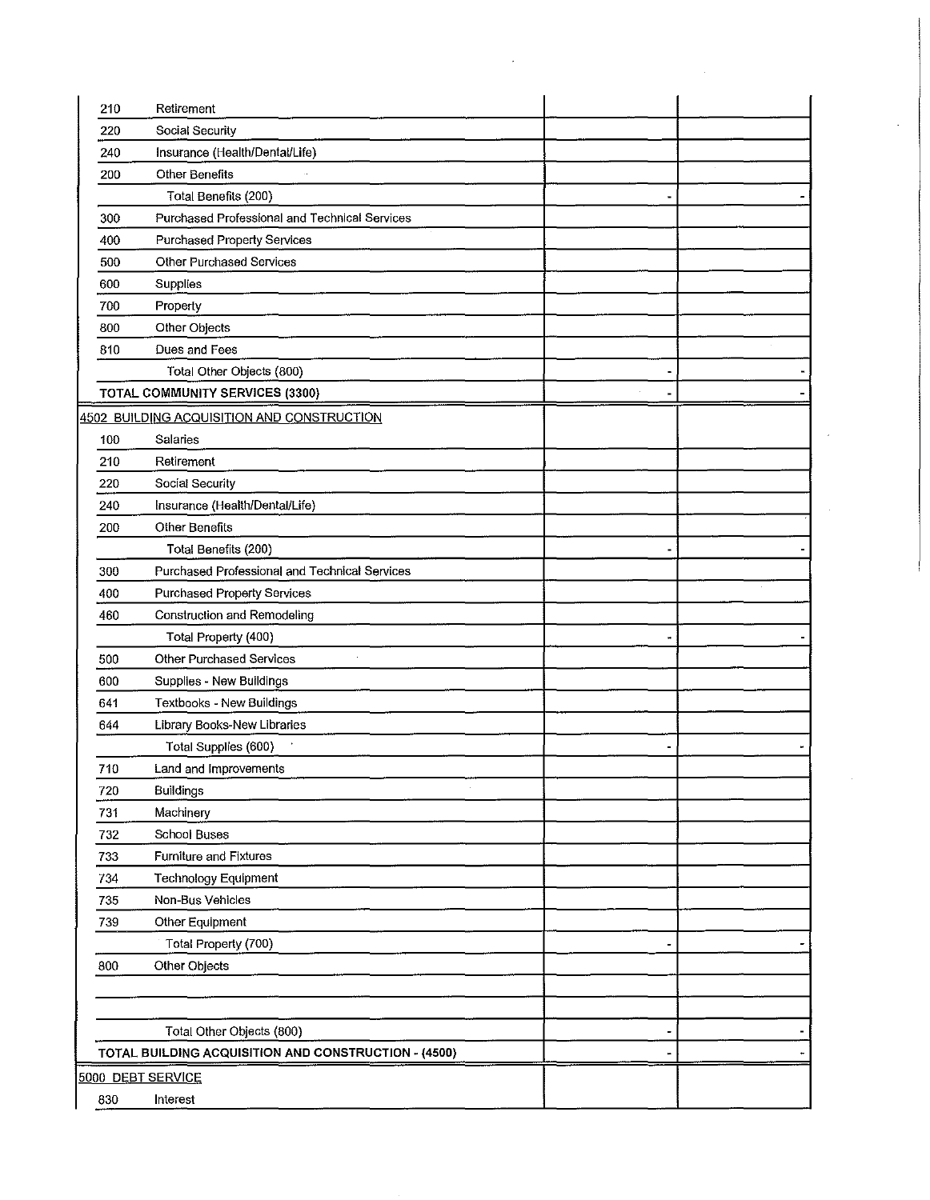| | | | |
|---|---|---|---|
| 210 | Retirement | | |
| 220 | Social Security | | |
| 240 | Insurance (Health/Dental/Life) | | |
| 200 | Other Benefits | | |
| | Total Benefits (200) | - | - |
| 300 | Purchased Professional and Technical Services | | |
| 400 | Purchased Property Services | | |
| 500 | Other Purchased Services | | |
| 600 | Supplies | | |
| 700 | Property | | |
| 800 | Other Objects | | |
| 810 | Dues and Fees | | |
| | Total Other Objects (800) | - | - |
| **TOTAL COMMUNITY SERVICES (3300)** | | - | - |
| 4502 BUILDING ACQUISITION AND CONSTRUCTION | | | |
| 100 | Salaries | | |
| 210 | Retirement | | |
| 220 | Social Security | | |
| 240 | Insurance (Health/Dental/Life) | | |
| 200 | Other Benefits | | |
| | Total Benefits (200) | - | - |
| 300 | Purchased Professional and Technical Services | | |
| 400 | Purchased Property Services | | |
| 460 | Construction and Remodeling | | |
| | Total Property (400) | - | - |
| 500 | Other Purchased Services | | |
| 600 | Supplies - New Buildings | | |
| 641 | Textbooks - New Buildings | | |
| 644 | Library Books-New Libraries | | |
| | Total Supplies (600) | - | - |
| 710 | Land and Improvements | | |
| 720 | Buildings | | |
| 731 | Machinery | | |
| 732 | School Buses | | |
| 733 | Furniture and Fixtures | | |
| 734 | Technology Equipment | | |
| 735 | Non-Bus Vehicles | | |
| 739 | Other Equipment | | |
| | Total Property (700) | - | - |
| 800 | Other Objects | | |
| | | | |
| | | | |
| | Total Other Objects (800) | - | - |
| **TOTAL BUILDING ACQUISITION AND CONSTRUCTION - (4500)** | | - | - |
| 5000 DEBT SERVICE | | | |
| 830 | Interest | | |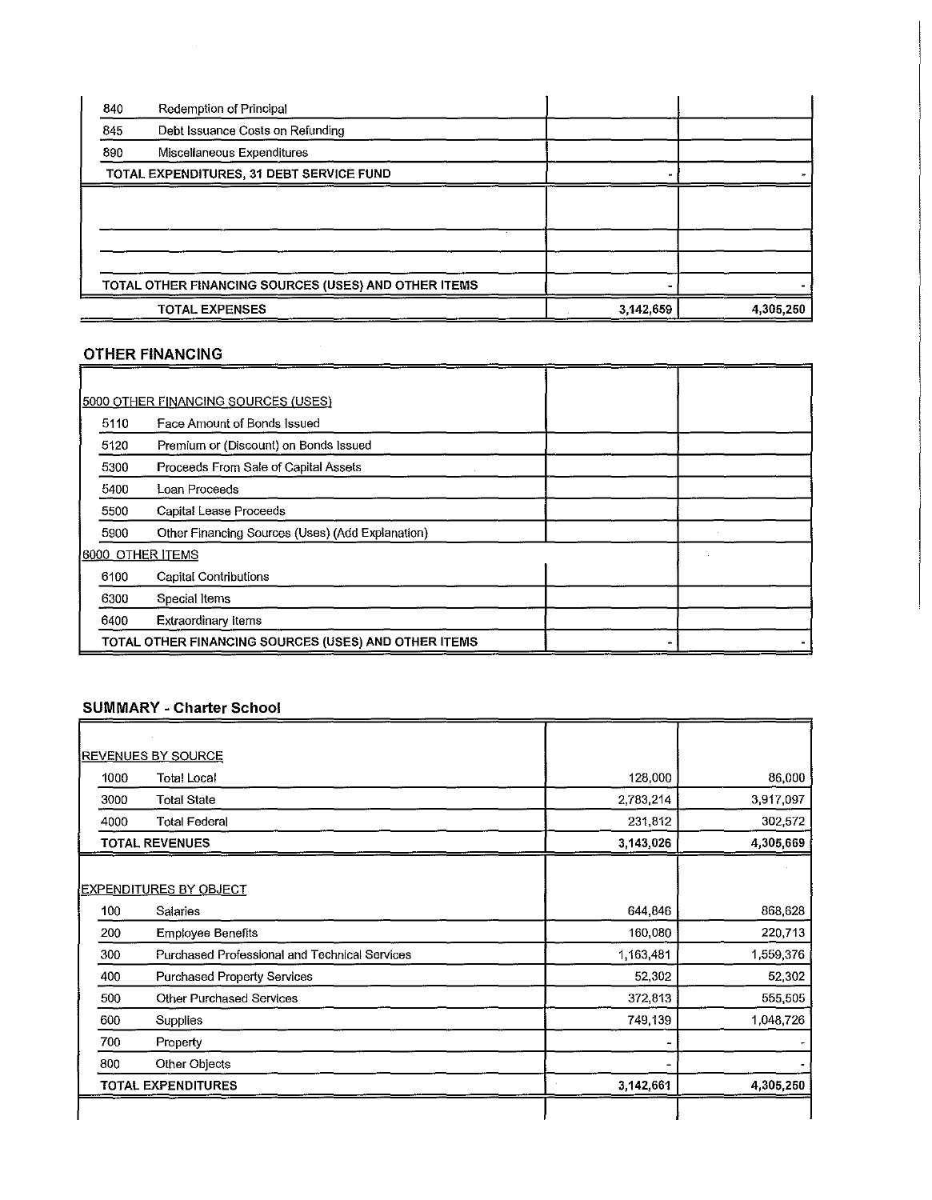| | | | |
|---|---|---|---|
| 840 | Redemption of Principal | | |
| 845 | Debt Issuance Costs on Refunding | | |
| 890 | Miscellaneous Expenditures | | |
| TOTAL EXPENDITURES, 31 DEBT SERVICE FUND | | - | - |
| | | | |
| | | | |
| | | | |
| TOTAL OTHER FINANCING SOURCES (USES) AND OTHER ITEMS | | - | - |
| TOTAL EXPENSES | | 3,142,659 | 4,305,250 |

## OTHER FINANCING

| | | | |
|---|---|---|---|
| 5000 OTHER FINANCING SOURCES (USES) | | | |
| 5110 | Face Amount of Bonds Issued | | |
| 5120 | Premium or (Discount) on Bonds Issued | | |
| 5300 | Proceeds From Sale of Capital Assets | | |
| 5400 | Loan Proceeds | | |
| 5500 | Capital Lease Proceeds | | |
| 5900 | Other Financing Sources (Uses) (Add Explanation) | | |
| 6000 OTHER ITEMS | | | |
| 6100 | Capital Contributions | | |
| 6300 | Special Items | | |
| 6400 | Extraordinary Items | | |
| TOTAL OTHER FINANCING SOURCES (USES) AND OTHER ITEMS | | - | - |

## SUMMARY - Charter School

| | | | |
|---|---|---|---|
| REVENUES BY SOURCE | | | |
| 1000 | Total Local | 128,000 | 86,000 |
| 3000 | Total State | 2,783,214 | 3,917,097 |
| 4000 | Total Federal | 231,812 | 302,572 |
| TOTAL REVENUES | | 3,143,026 | 4,305,669 |
| | | | |
| EXPENDITURES BY OBJECT | | | |
| 100 | Salaries | 644,846 | 868,628 |
| 200 | Employee Benefits | 160,080 | 220,713 |
| 300 | Purchased Professional and Technical Services | 1,163,481 | 1,559,376 |
| 400 | Purchased Property Services | 52,302 | 52,302 |
| 500 | Other Purchased Services | 372,813 | 555,505 |
| 600 | Supplies | 749,139 | 1,048,726 |
| 700 | Property | - | - |
| 800 | Other Objects | - | - |
| TOTAL EXPENDITURES | | 3,142,661 | 4,305,250 |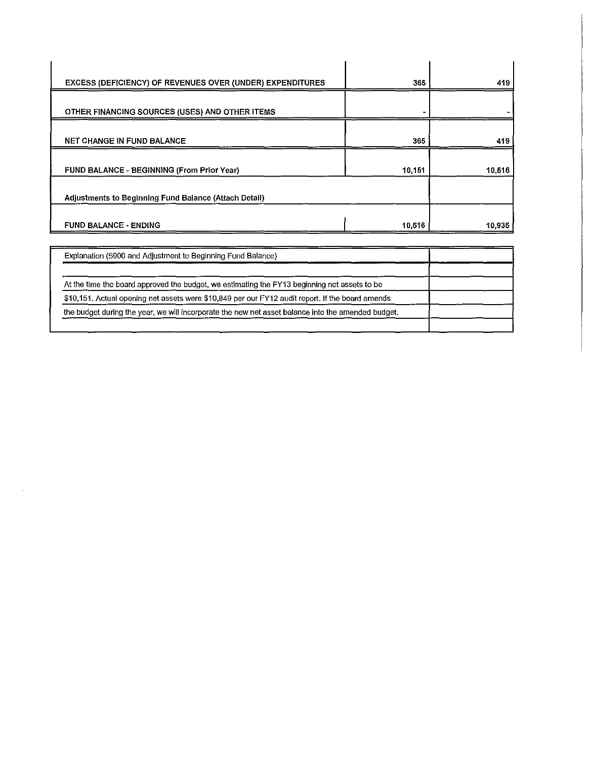| | | |
|---|---|---|
| EXCESS (DEFICIENCY) OF REVENUES OVER (UNDER) EXPENDITURES | 365 | 419 |
| OTHER FINANCING SOURCES (USES) AND OTHER ITEMS | - | - |
| NET CHANGE IN FUND BALANCE | 365 | 419 |
| FUND BALANCE - BEGINNING (From Prior Year) | 10,151 | 10,516 |
| Adjustments to Beginning Fund Balance (Attach Detail) | | |
| FUND BALANCE - ENDING | 10,516 | 10,935 |

| Explanation (5900 and Adjustment to Beginning Fund Balance) | |
|---|---|
| | |
| At the time the board approved the budget, we estimating the FY13 beginning net assets to be | |
| $10,151. Actual opening net assets were $10,849 per our FY12 audit report. If the board amends | |
| the budget during the year, we will incorporate the new net asset balance into the amended budget. | |
| | |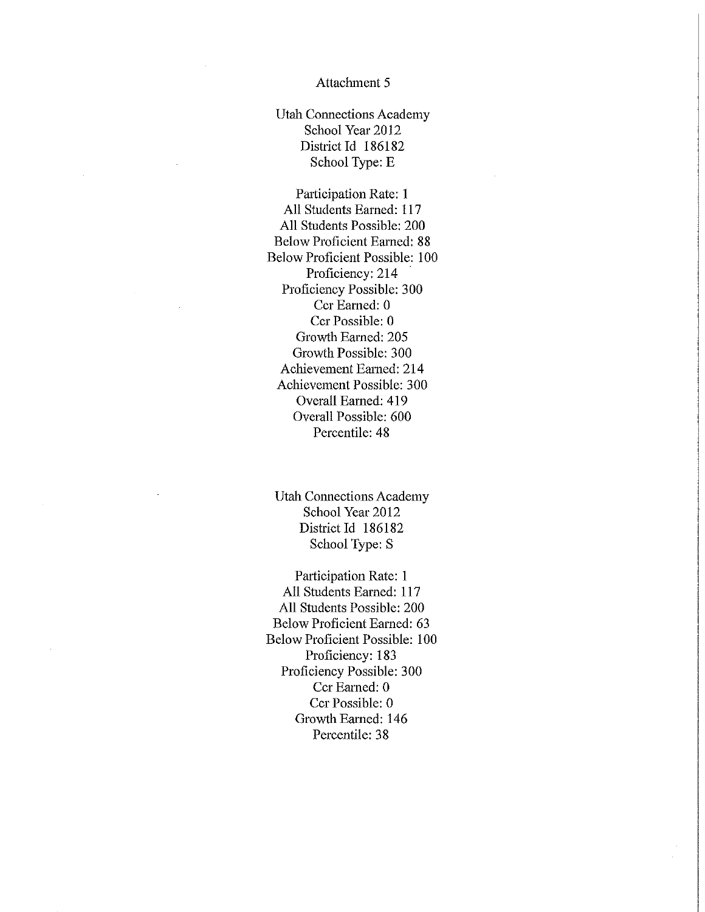Attachment 5

Utah Connections Academy
School Year 2012
District Id 186182
School Type: E

Participation Rate: 1
All Students Earned: 117
All Students Possible: 200
Below Proficient Earned: 88
Below Proficient Possible: 100
Proficiency: 214
Proficiency Possible: 300
Ccr Earned: 0
Ccr Possible: 0
Growth Earned: 205
Growth Possible: 300
Achievement Earned: 214
Achievement Possible: 300
Overall Earned: 419
Overall Possible: 600
Percentile: 48

Utah Connections Academy
School Year 2012
District Id 186182
School Type: S

Participation Rate: 1
All Students Earned: 117
All Students Possible: 200
Below Proficient Earned: 63
Below Proficient Possible: 100
Proficiency: 183
Proficiency Possible: 300
Ccr Earned: 0
Ccr Possible: 0
Growth Earned: 146
Percentile: 38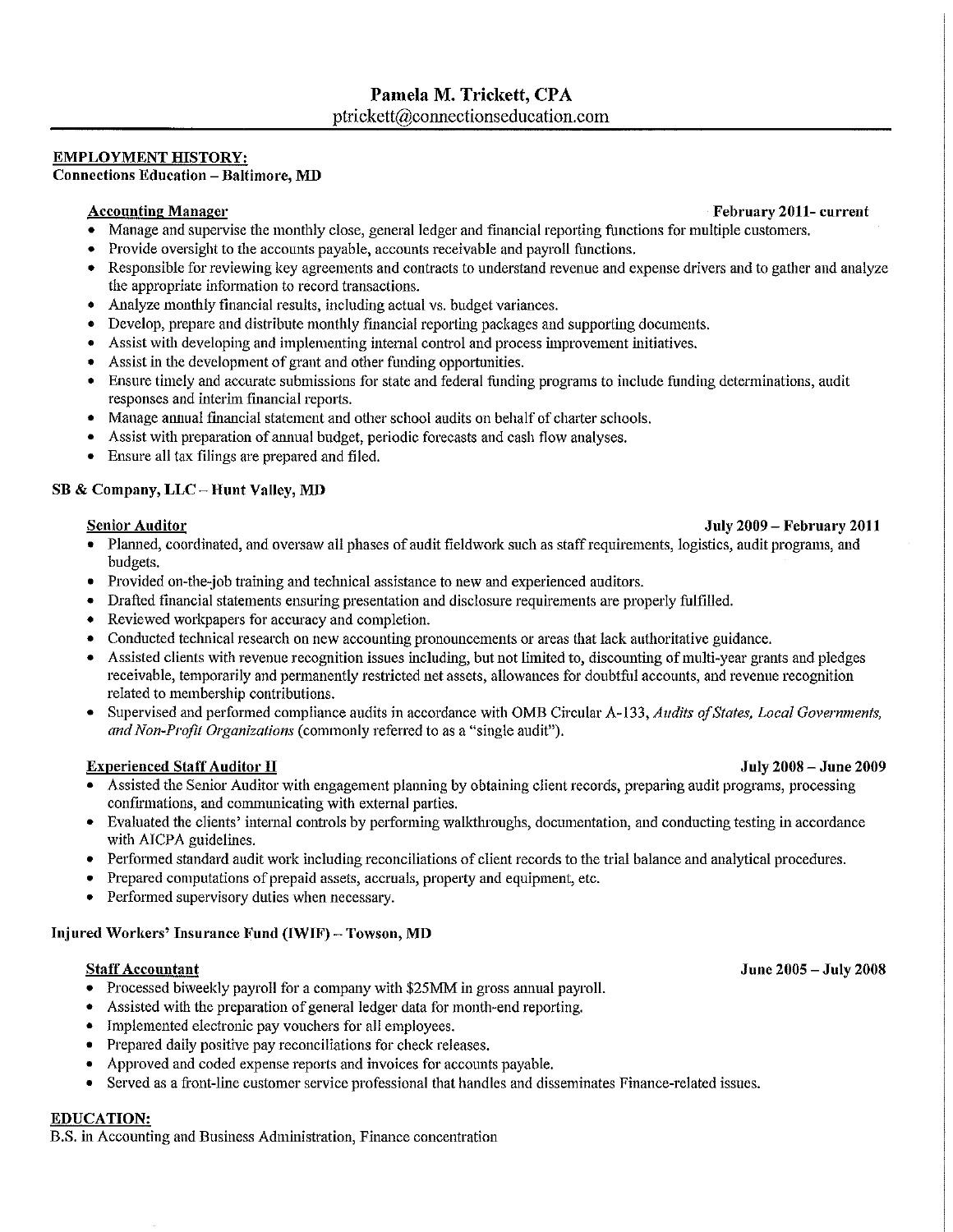# Pamela M. Trickett, CPA

ptrickett@connectionseducation.com

---

**EMPLOYMENT HISTORY:**

**Connections Education – Baltimore, MD**

**Accounting Manager** **February 2011- current**

- Manage and supervise the monthly close, general ledger and financial reporting functions for multiple customers.
- Provide oversight to the accounts payable, accounts receivable and payroll functions.
- Responsible for reviewing key agreements and contracts to understand revenue and expense drivers and to gather and analyze the appropriate information to record transactions.
- Analyze monthly financial results, including actual vs. budget variances.
- Develop, prepare and distribute monthly financial reporting packages and supporting documents.
- Assist with developing and implementing internal control and process improvement initiatives.
- Assist in the development of grant and other funding opportunities.
- Ensure timely and accurate submissions for state and federal funding programs to include funding determinations, audit responses and interim financial reports.
- Manage annual financial statement and other school audits on behalf of charter schools.
- Assist with preparation of annual budget, periodic forecasts and cash flow analyses.
- Ensure all tax filings are prepared and filed.

**SB & Company, LLC – Hunt Valley, MD**

**Senior Auditor** **July 2009 – February 2011**

- Planned, coordinated, and oversaw all phases of audit fieldwork such as staff requirements, logistics, audit programs, and budgets.
- Provided on-the-job training and technical assistance to new and experienced auditors.
- Drafted financial statements ensuring presentation and disclosure requirements are properly fulfilled.
- Reviewed workpapers for accuracy and completion.
- Conducted technical research on new accounting pronouncements or areas that lack authoritative guidance.
- Assisted clients with revenue recognition issues including, but not limited to, discounting of multi-year grants and pledges receivable, temporarily and permanently restricted net assets, allowances for doubtful accounts, and revenue recognition related to membership contributions.
- Supervised and performed compliance audits in accordance with OMB Circular A-133, *Audits of States, Local Governments, and Non-Profit Organizations* (commonly referred to as a "single audit").

**Experienced Staff Auditor II** **July 2008 – June 2009**

- Assisted the Senior Auditor with engagement planning by obtaining client records, preparing audit programs, processing confirmations, and communicating with external parties.
- Evaluated the clients' internal controls by performing walkthroughs, documentation, and conducting testing in accordance with AICPA guidelines.
- Performed standard audit work including reconciliations of client records to the trial balance and analytical procedures.
- Prepared computations of prepaid assets, accruals, property and equipment, etc.
- Performed supervisory duties when necessary.

**Injured Workers' Insurance Fund (IWIF) – Towson, MD**

**Staff Accountant** **June 2005 – July 2008**

- Processed biweekly payroll for a company with $25MM in gross annual payroll.
- Assisted with the preparation of general ledger data for month-end reporting.
- Implemented electronic pay vouchers for all employees.
- Prepared daily positive pay reconciliations for check releases.
- Approved and coded expense reports and invoices for accounts payable.
- Served as a front-line customer service professional that handles and disseminates Finance-related issues.

**EDUCATION:**

B.S. in Accounting and Business Administration, Finance concentration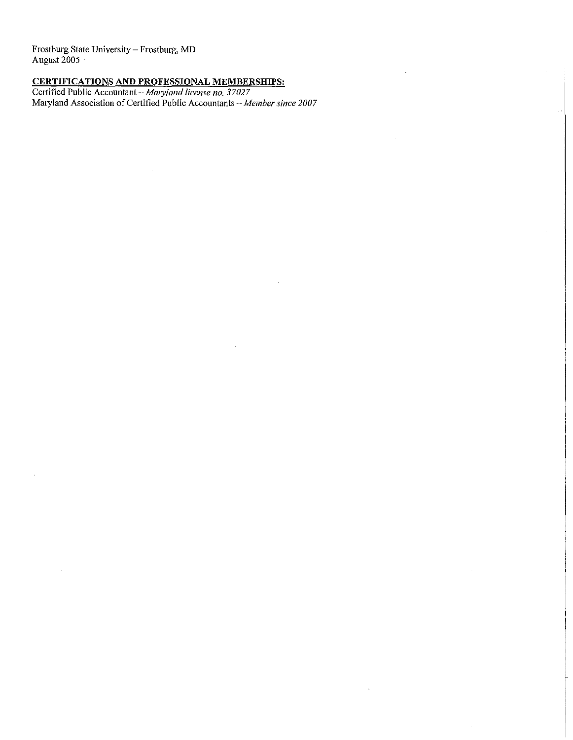Frostburg State University – Frostburg, MD
August 2005

**CERTIFICATIONS AND PROFESSIONAL MEMBERSHIPS:**

Certified Public Accountant – *Maryland license no. 37027*
Maryland Association of Certified Public Accountants – *Member since 2007*